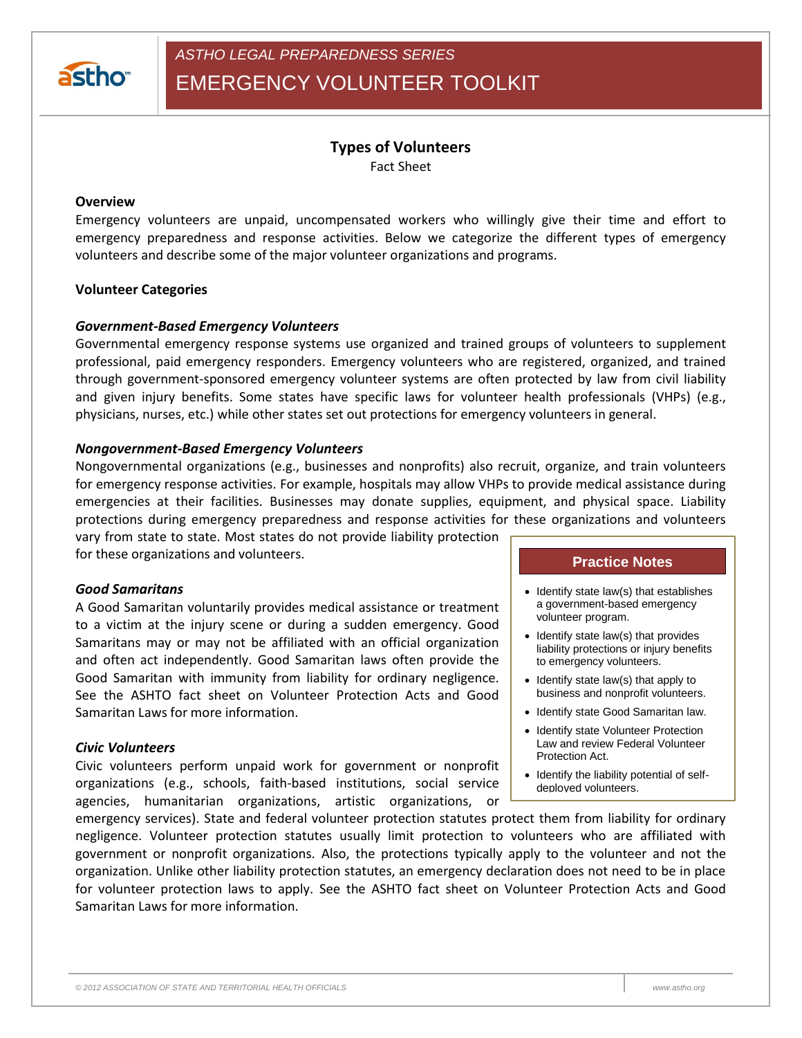ASTHO LEGAL PREPAREDNESS SERIES

# EMERGENCY VOLUNTEER TOOLKIT

## Types of Volunteers

Fact Sheet

### Overview

Emergency volunteers are unpaid, uncompensated workers who willingly give their time and effort to emergency preparedness and response activities. Below we categorize the different types of emergency volunteers and describe some of the major volunteer organizations and programs.

### Volunteer Categories

#### *Government-Based Emergency Volunteers*

Governmental emergency response systems use organized and trained groups of volunteers to supplement professional, paid emergency responders. Emergency volunteers who are registered, organized, and trained through government-sponsored emergency volunteer systems are often protected by law from civil liability and given injury benefits. Some states have specific laws for volunteer health professionals (VHPs) (e.g., physicians, nurses, etc.) while other states set out protections for emergency volunteers in general.

#### *Nongovernment-Based Emergency Volunteers*

Nongovernmental organizations (e.g., businesses and nonprofits) also recruit, organize, and train volunteers for emergency response activities. For example, hospitals may allow VHPs to provide medical assistance during emergencies at their facilities. Businesses may donate supplies, equipment, and physical space. Liability protections during emergency preparedness and response activities for these organizations and volunteers vary from state to state. Most states do not provide liability protection for these organizations and volunteers.

#### *Good Samaritans*

A Good Samaritan voluntarily provides medical assistance or treatment to a victim at the injury scene or during a sudden emergency. Good Samaritans may or may not be affiliated with an official organization and often act independently. Good Samaritan laws often provide the Good Samaritan with immunity from liability for ordinary negligence. See the ASHTO fact sheet on Volunteer Protection Acts and Good Samaritan Laws for more information.

#### *Civic Volunteers*

Civic volunteers perform unpaid work for government or nonprofit organizations (e.g., schools, faith-based institutions, social service agencies, humanitarian organizations, artistic organizations, or emergency services). State and federal volunteer protection statutes protect them from liability for ordinary negligence. Volunteer protection statutes usually limit protection to volunteers who are affiliated with government or nonprofit organizations. Also, the protections typically apply to the volunteer and not the organization. Unlike other liability protection statutes, an emergency declaration does not need to be in place for volunteer protection laws to apply. See the ASHTO fact sheet on Volunteer Protection Acts and Good Samaritan Laws for more information.

> **Practice Notes**
>
> - Identify state law(s) that establishes a government-based emergency volunteer program.
> - Identify state law(s) that provides liability protections or injury benefits to emergency volunteers.
> - Identify state law(s) that apply to business and nonprofit volunteers.
> - Identify state Good Samaritan law.
> - Identify state Volunteer Protection Law and review Federal Volunteer Protection Act.
> - Identify the liability potential of self-deployed volunteers.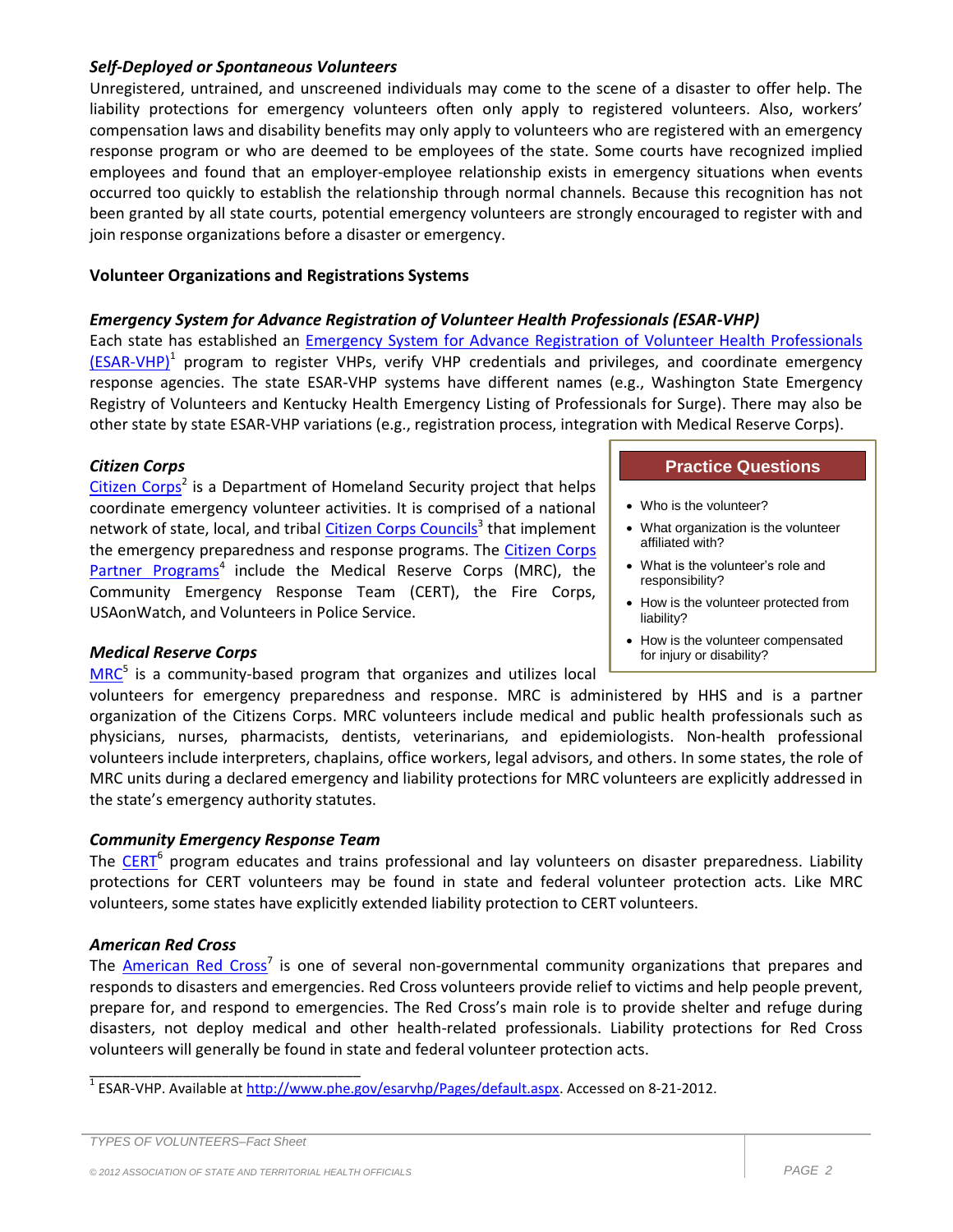### *Self-Deployed or Spontaneous Volunteers*

Unregistered, untrained, and unscreened individuals may come to the scene of a disaster to offer help. The liability protections for emergency volunteers often only apply to registered volunteers. Also, workers' compensation laws and disability benefits may only apply to volunteers who are registered with an emergency response program or who are deemed to be employees of the state. Some courts have recognized implied employees and found that an employer-employee relationship exists in emergency situations when events occurred too quickly to establish the relationship through normal channels. Because this recognition has not been granted by all state courts, potential emergency volunteers are strongly encouraged to register with and join response organizations before a disaster or emergency.

## Volunteer Organizations and Registrations Systems

### *Emergency System for Advance Registration of Volunteer Health Professionals (ESAR-VHP)*

Each state has established an Emergency System for Advance Registration of Volunteer Health Professionals (ESAR-VHP)[1] program to register VHPs, verify VHP credentials and privileges, and coordinate emergency response agencies. The state ESAR-VHP systems have different names (e.g., Washington State Emergency Registry of Volunteers and Kentucky Health Emergency Listing of Professionals for Surge). There may also be other state by state ESAR-VHP variations (e.g., registration process, integration with Medical Reserve Corps).

### *Citizen Corps*

Citizen Corps[2] is a Department of Homeland Security project that helps coordinate emergency volunteer activities. It is comprised of a national network of state, local, and tribal Citizen Corps Councils[3] that implement the emergency preparedness and response programs. The Citizen Corps Partner Programs[4] include the Medical Reserve Corps (MRC), the Community Emergency Response Team (CERT), the Fire Corps, USAonWatch, and Volunteers in Police Service.

> **Practice Questions**
>
> - Who is the volunteer?
> - What organization is the volunteer affiliated with?
> - What is the volunteer's role and responsibility?
> - How is the volunteer protected from liability?
> - How is the volunteer compensated for injury or disability?

### *Medical Reserve Corps*

MRC[5] is a community-based program that organizes and utilizes local volunteers for emergency preparedness and response. MRC is administered by HHS and is a partner organization of the Citizens Corps. MRC volunteers include medical and public health professionals such as physicians, nurses, pharmacists, dentists, veterinarians, and epidemiologists. Non-health professional volunteers include interpreters, chaplains, office workers, legal advisors, and others. In some states, the role of MRC units during a declared emergency and liability protections for MRC volunteers are explicitly addressed in the state's emergency authority statutes.

### *Community Emergency Response Team*

The CERT[6] program educates and trains professional and lay volunteers on disaster preparedness. Liability protections for CERT volunteers may be found in state and federal volunteer protection acts. Like MRC volunteers, some states have explicitly extended liability protection to CERT volunteers.

### *American Red Cross*

The American Red Cross[7] is one of several non-governmental community organizations that prepares and responds to disasters and emergencies. Red Cross volunteers provide relief to victims and help people prevent, prepare for, and respond to emergencies. The Red Cross's main role is to provide shelter and refuge during disasters, not deploy medical and other health-related professionals. Liability protections for Red Cross volunteers will generally be found in state and federal volunteer protection acts.

---

[1] ESAR-VHP. Available at http://www.phe.gov/esarvhp/Pages/default.aspx. Accessed on 8-21-2012.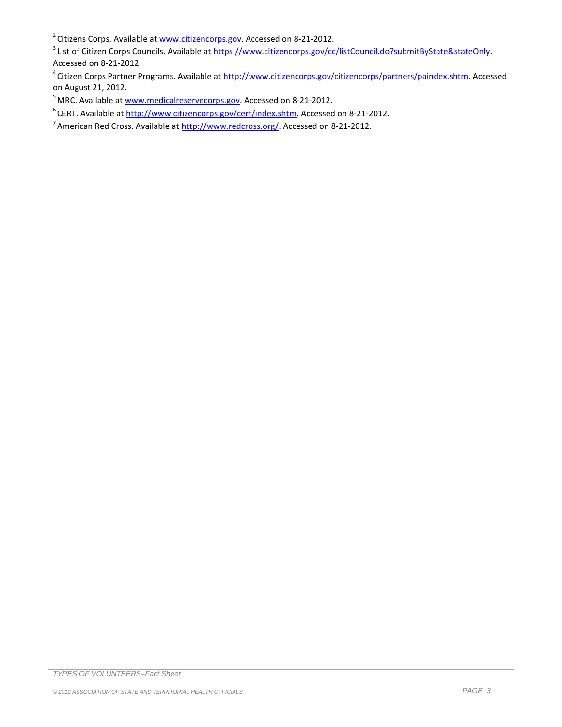[2] Citizens Corps. Available at www.citizencorps.gov. Accessed on 8-21-2012.

[3] List of Citizen Corps Councils. Available at https://www.citizencorps.gov/cc/listCouncil.do?submitByState&stateOnly. Accessed on 8-21-2012.

[4] Citizen Corps Partner Programs. Available at http://www.citizencorps.gov/citizencorps/partners/paindex.shtm. Accessed on August 21, 2012.

[5] MRC. Available at www.medicalreservecorps.gov. Accessed on 8-21-2012.

[6] CERT. Available at http://www.citizencorps.gov/cert/index.shtm. Accessed on 8-21-2012.

[7] American Red Cross. Available at http://www.redcross.org/. Accessed on 8-21-2012.